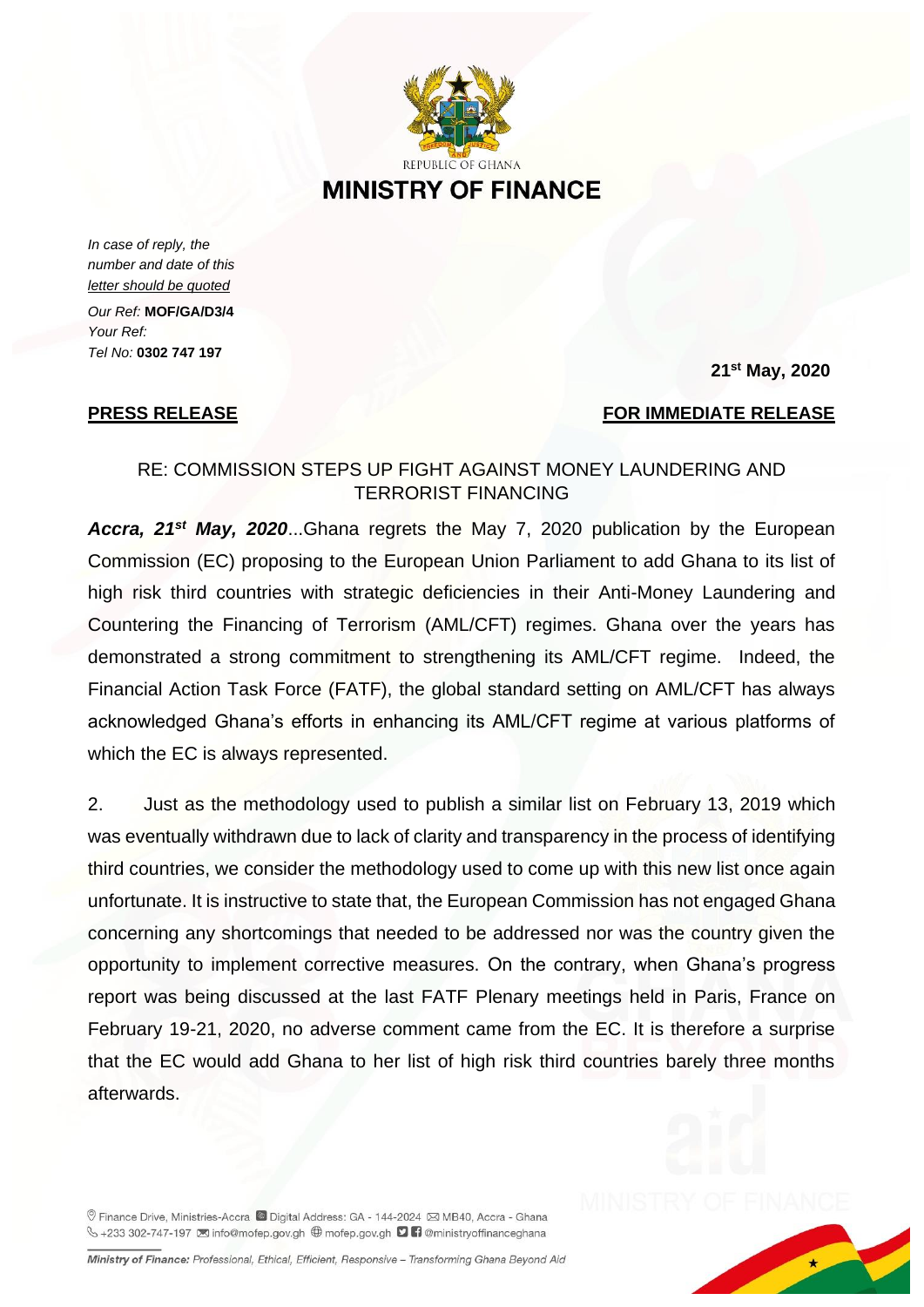REPUBLIC OF GHANA

# MINISTRY OF FINANCE

*In case of reply, the number and date of this letter should be quoted*

*Our Ref:* **MOF/GA/D3/4**
*Your Ref:*
*Tel No:* **0302 747 197**

**21st May, 2020**

**PRESS RELEASE** **FOR IMMEDIATE RELEASE**

RE: COMMISSION STEPS UP FIGHT AGAINST MONEY LAUNDERING AND TERRORIST FINANCING

***Accra, 21st May, 2020***...Ghana regrets the May 7, 2020 publication by the European Commission (EC) proposing to the European Union Parliament to add Ghana to its list of high risk third countries with strategic deficiencies in their Anti-Money Laundering and Countering the Financing of Terrorism (AML/CFT) regimes. Ghana over the years has demonstrated a strong commitment to strengthening its AML/CFT regime. Indeed, the Financial Action Task Force (FATF), the global standard setting on AML/CFT has always acknowledged Ghana's efforts in enhancing its AML/CFT regime at various platforms of which the EC is always represented.

2. Just as the methodology used to publish a similar list on February 13, 2019 which was eventually withdrawn due to lack of clarity and transparency in the process of identifying third countries, we consider the methodology used to come up with this new list once again unfortunate. It is instructive to state that, the European Commission has not engaged Ghana concerning any shortcomings that needed to be addressed nor was the country given the opportunity to implement corrective measures. On the contrary, when Ghana's progress report was being discussed at the last FATF Plenary meetings held in Paris, France on February 19-21, 2020, no adverse comment came from the EC. It is therefore a surprise that the EC would add Ghana to her list of high risk third countries barely three months afterwards.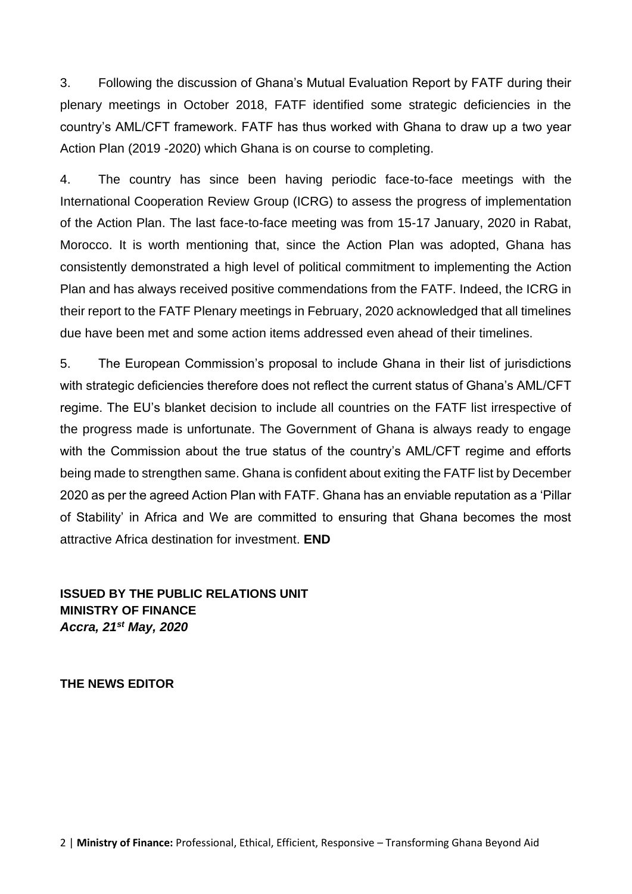3. Following the discussion of Ghana's Mutual Evaluation Report by FATF during their plenary meetings in October 2018, FATF identified some strategic deficiencies in the country's AML/CFT framework. FATF has thus worked with Ghana to draw up a two year Action Plan (2019 -2020) which Ghana is on course to completing.

4. The country has since been having periodic face-to-face meetings with the International Cooperation Review Group (ICRG) to assess the progress of implementation of the Action Plan. The last face-to-face meeting was from 15-17 January, 2020 in Rabat, Morocco. It is worth mentioning that, since the Action Plan was adopted, Ghana has consistently demonstrated a high level of political commitment to implementing the Action Plan and has always received positive commendations from the FATF. Indeed, the ICRG in their report to the FATF Plenary meetings in February, 2020 acknowledged that all timelines due have been met and some action items addressed even ahead of their timelines.

5. The European Commission's proposal to include Ghana in their list of jurisdictions with strategic deficiencies therefore does not reflect the current status of Ghana's AML/CFT regime. The EU's blanket decision to include all countries on the FATF list irrespective of the progress made is unfortunate. The Government of Ghana is always ready to engage with the Commission about the true status of the country's AML/CFT regime and efforts being made to strengthen same. Ghana is confident about exiting the FATF list by December 2020 as per the agreed Action Plan with FATF. Ghana has an enviable reputation as a 'Pillar of Stability' in Africa and We are committed to ensuring that Ghana becomes the most attractive Africa destination for investment. **END**

**ISSUED BY THE PUBLIC RELATIONS UNIT**
**MINISTRY OF FINANCE**
***Accra, 21st May, 2020***

**THE NEWS EDITOR**